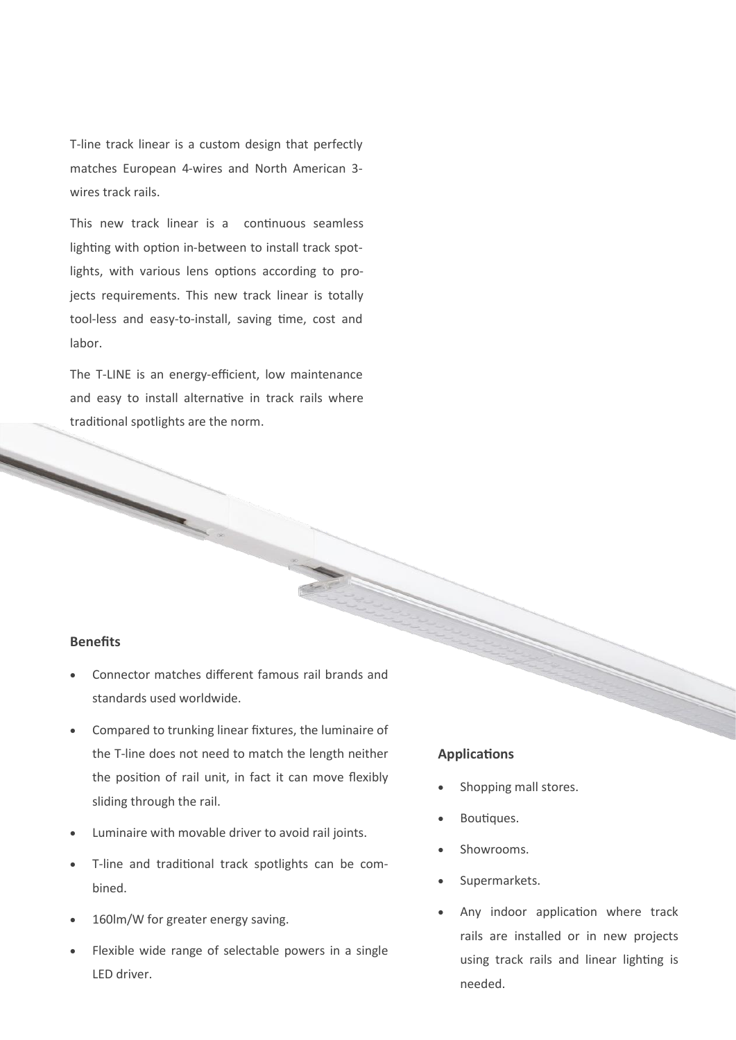T-line track linear is a custom design that perfectly matches European 4-wires and North American 3-wires track rails.

This new track linear is a continuous seamless lighting with option in-between to install track spotlights, with various lens options according to projects requirements. This new track linear is totally tool-less and easy-to-install, saving time, cost and labor.

The T-LINE is an energy-efficient, low maintenance and easy to install alternative in track rails where traditional spotlights are the norm.

**Benefits**

- Connector matches different famous rail brands and standards used worldwide.
- Compared to trunking linear fixtures, the luminaire of the T-line does not need to match the length neither the position of rail unit, in fact it can move flexibly sliding through the rail.
- Luminaire with movable driver to avoid rail joints.
- T-line and traditional track spotlights can be combined.
- 160lm/W for greater energy saving.
- Flexible wide range of selectable powers in a single LED driver.

**Applications**

- Shopping mall stores.
- Boutiques.
- Showrooms.
- Supermarkets.
- Any indoor application where track rails are installed or in new projects using track rails and linear lighting is needed.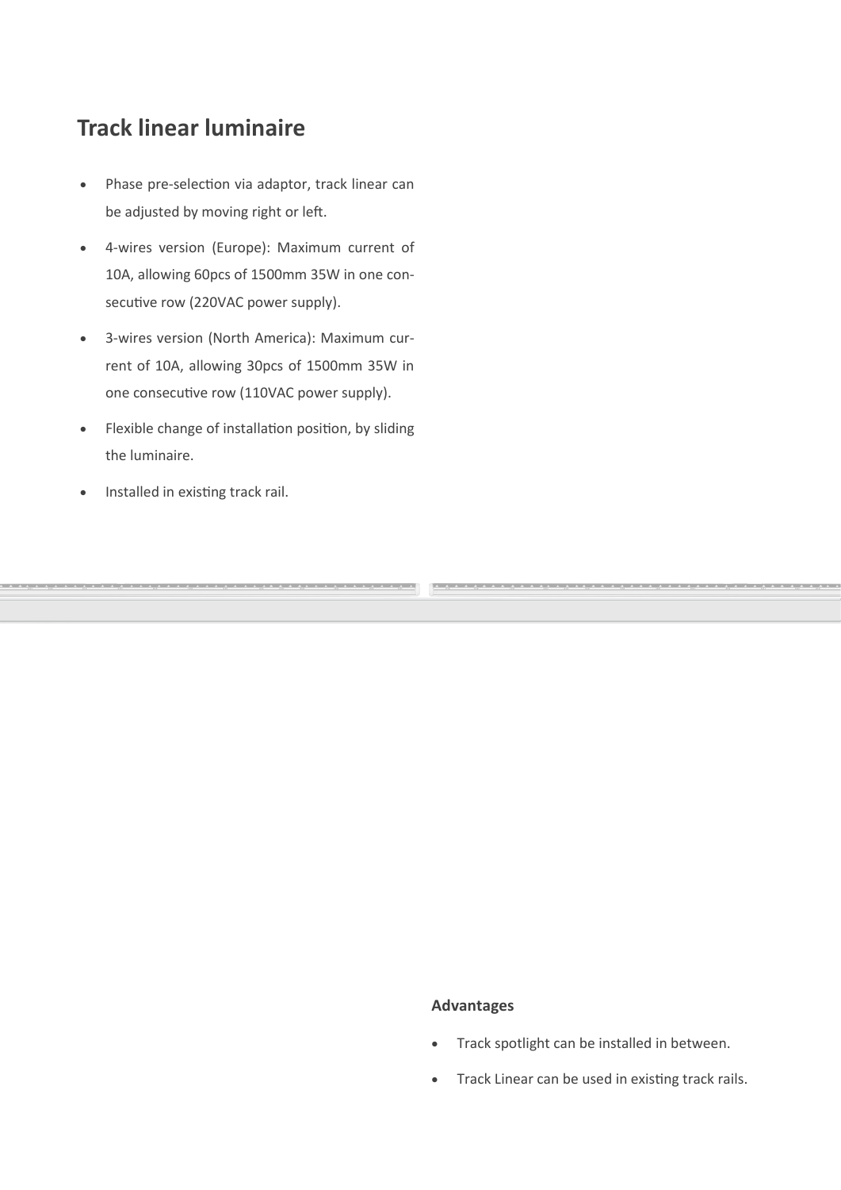# Track linear luminaire

- Phase pre-selection via adaptor, track linear can be adjusted by moving right or left.
- 4-wires version (Europe): Maximum current of 10A, allowing 60pcs of 1500mm 35W in one consecutive row (220VAC power supply).
- 3-wires version (North America): Maximum current of 10A, allowing 30pcs of 1500mm 35W in one consecutive row (110VAC power supply).
- Flexible change of installation position, by sliding the luminaire.
- Installed in existing track rail.

### Advantages

- Track spotlight can be installed in between.
- Track Linear can be used in existing track rails.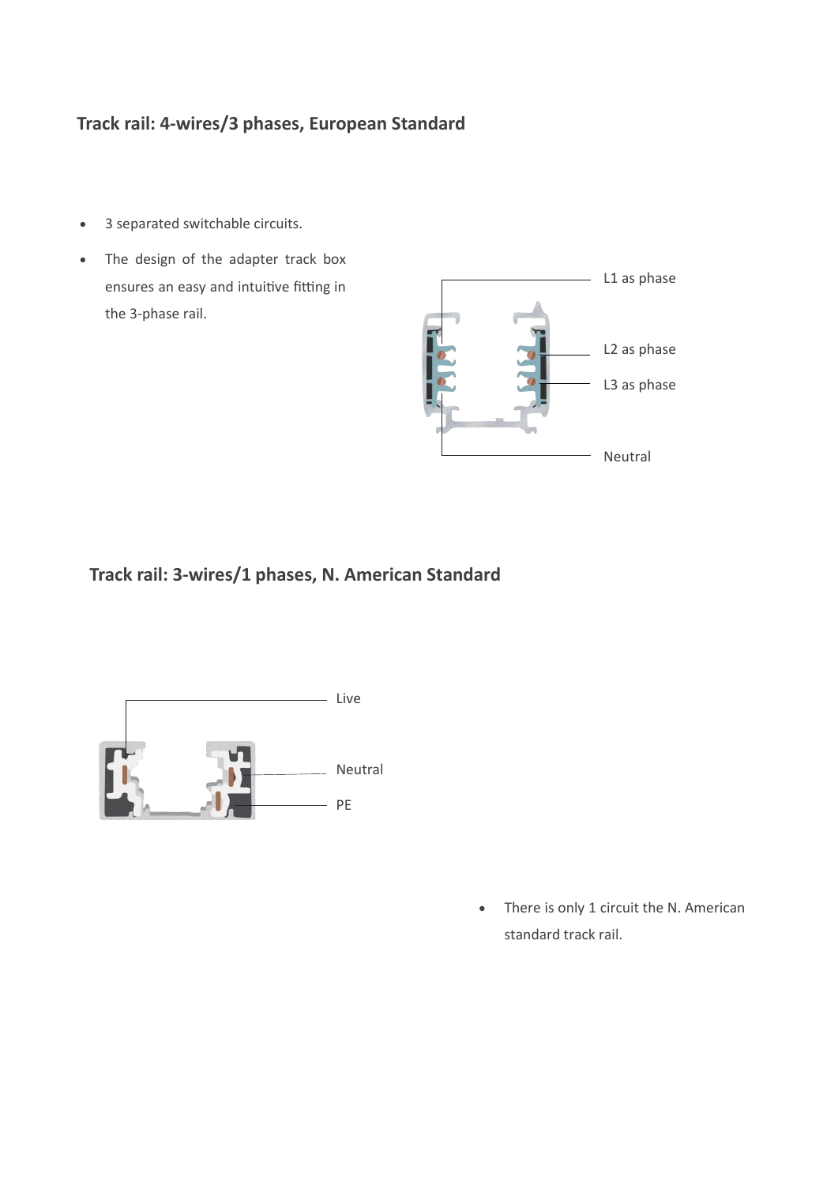## Track rail: 4-wires/3 phases, European Standard

- 3 separated switchable circuits.
- The design of the adapter track box ensures an easy and intuitive fitting in the 3-phase rail.

L1 as phase

L2 as phase

L3 as phase

Neutral

## Track rail: 3-wires/1 phases, N. American Standard

Live

Neutral

PE

- There is only 1 circuit the N. American standard track rail.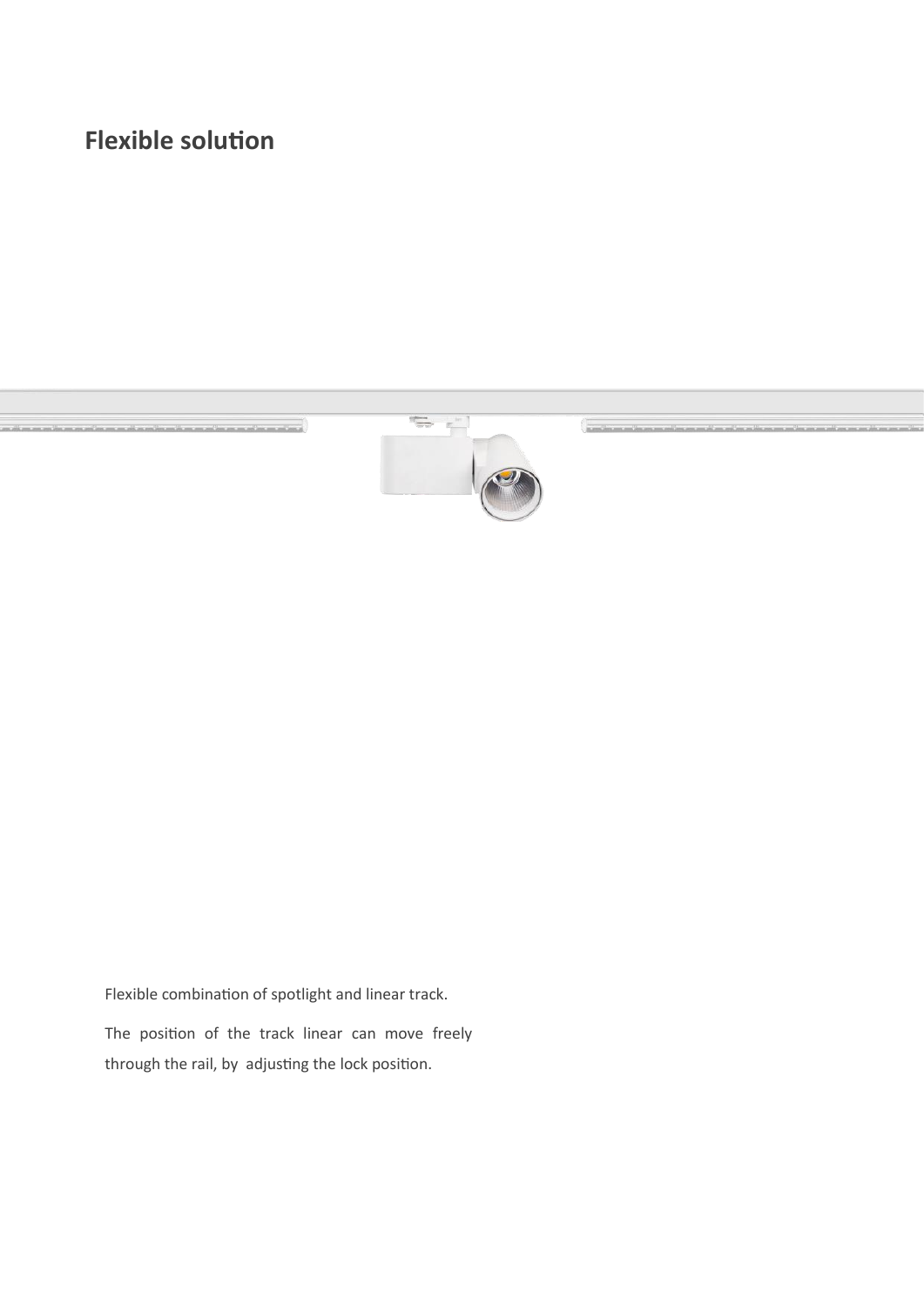## Flexible solution

Flexible combination of spotlight and linear track.

The position of the track linear can move freely through the rail, by adjusting the lock position.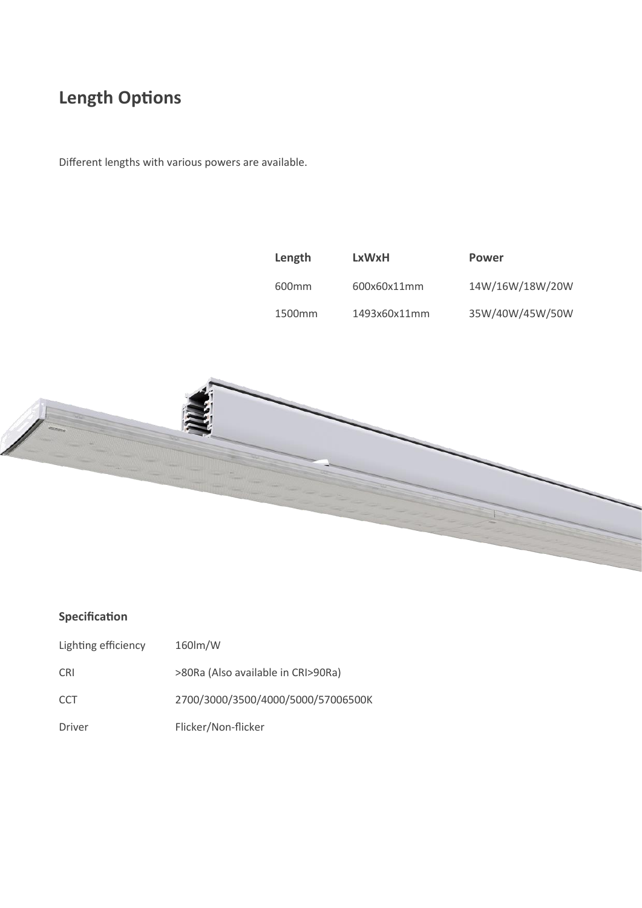## Length Options

Different lengths with various powers are available.

| Length | LxWxH | Power |
|---|---|---|
| 600mm | 600x60x11mm | 14W/16W/18W/20W |
| 1500mm | 1493x60x11mm | 35W/40W/45W/50W |

**Specification**

| | |
|---|---|
| Lighting efficiency | 160lm/W |
| CRI | >80Ra (Also available in CRI>90Ra) |
| CCT | 2700/3000/3500/4000/5000/57006500K |
| Driver | Flicker/Non-flicker |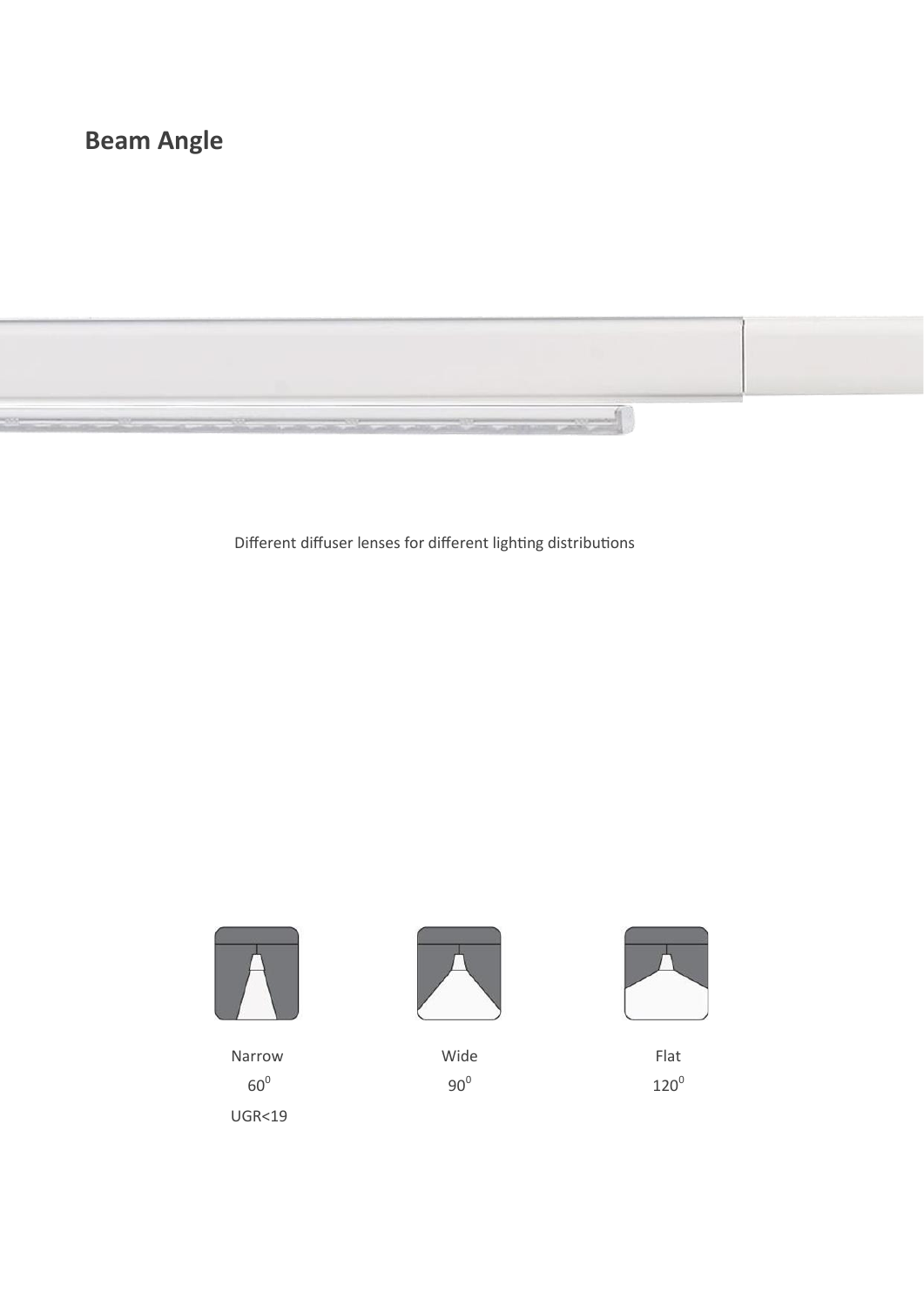## Beam Angle

Different diffuser lenses for different lighting distributions

Narrow
$60^0$
UGR<19

Wide
$90^0$

Flat
$120^0$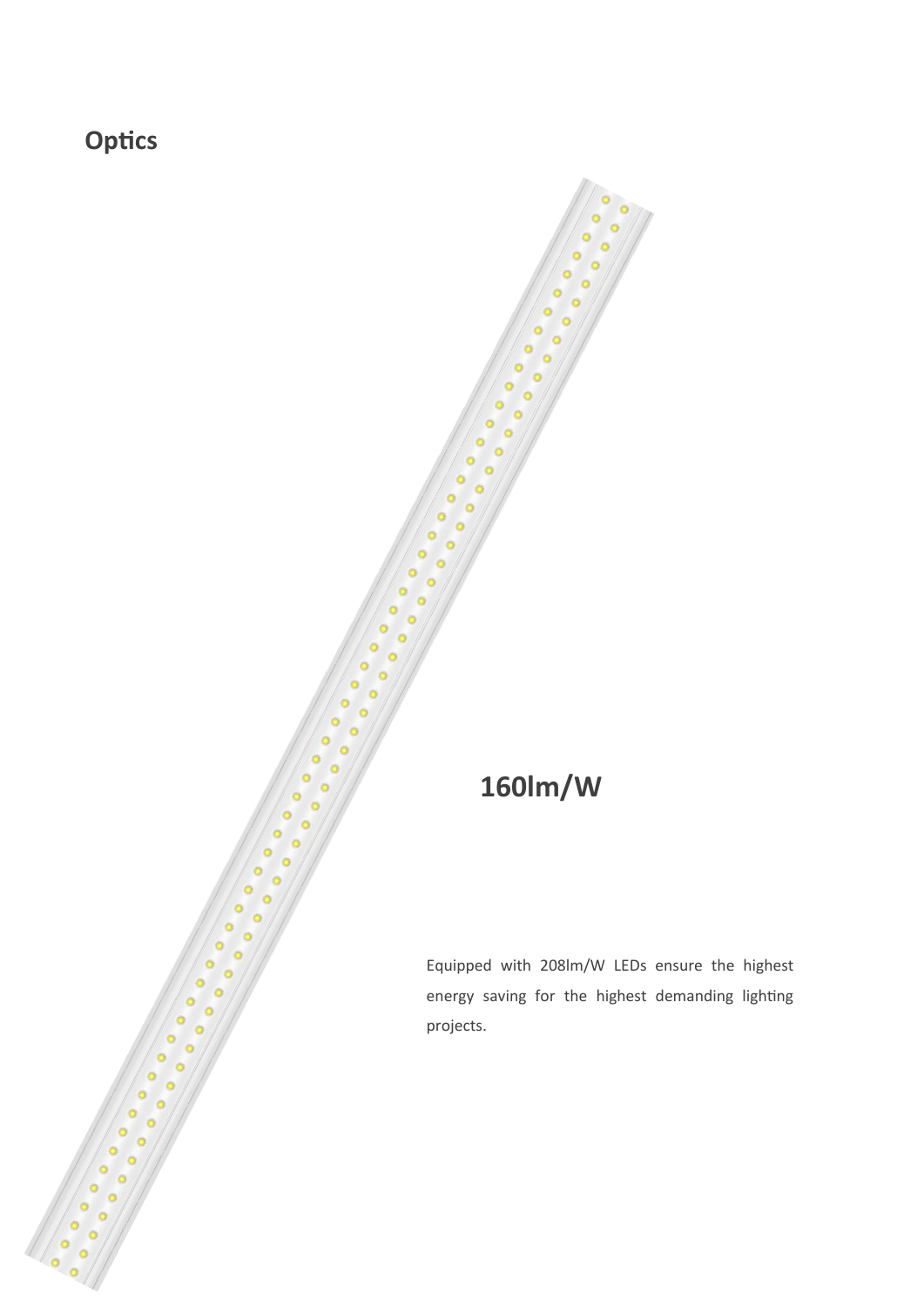## Optics

### 160lm/W

Equipped with 208lm/W LEDs ensure the highest energy saving for the highest demanding lighting projects.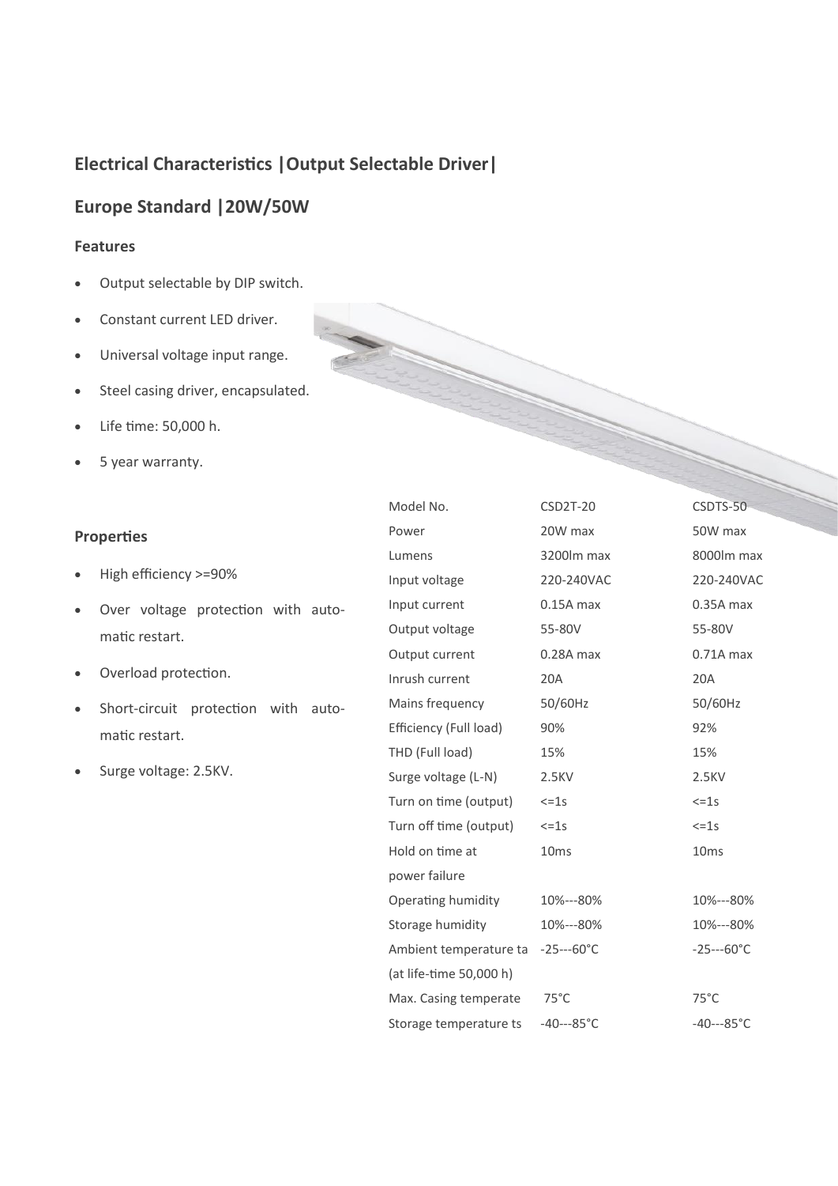## Electrical Characteristics |Output Selectable Driver|

## Europe Standard |20W/50W

### Features

- Output selectable by DIP switch.
- Constant current LED driver.
- Universal voltage input range.
- Steel casing driver, encapsulated.
- Life time: 50,000 h.
- 5 year warranty.

### Properties

- High efficiency >=90%
- Over voltage protection with automatic restart.
- Overload protection.
- Short-circuit protection with automatic restart.
- Surge voltage: 2.5KV.

| Model No. | CSD2T-20 | CSDTS-50 |
|---|---|---|
| Power | 20W max | 50W max |
| Lumens | 3200lm max | 8000lm max |
| Input voltage | 220-240VAC | 220-240VAC |
| Input current | 0.15A max | 0.35A max |
| Output voltage | 55-80V | 55-80V |
| Output current | 0.28A max | 0.71A max |
| Inrush current | 20A | 20A |
| Mains frequency | 50/60Hz | 50/60Hz |
| Efficiency (Full load) | 90% | 92% |
| THD (Full load) | 15% | 15% |
| Surge voltage (L-N) | 2.5KV | 2.5KV |
| Turn on time (output) | <=1s | <=1s |
| Turn off time (output) | <=1s | <=1s |
| Hold on time at power failure | 10ms | 10ms |
| Operating humidity | 10%---80% | 10%---80% |
| Storage humidity | 10%---80% | 10%---80% |
| Ambient temperature ta (at life-time 50,000 h) | -25---60°C | -25---60°C |
| Max. Casing temperate | 75°C | 75°C |
| Storage temperature ts | -40---85°C | -40---85°C |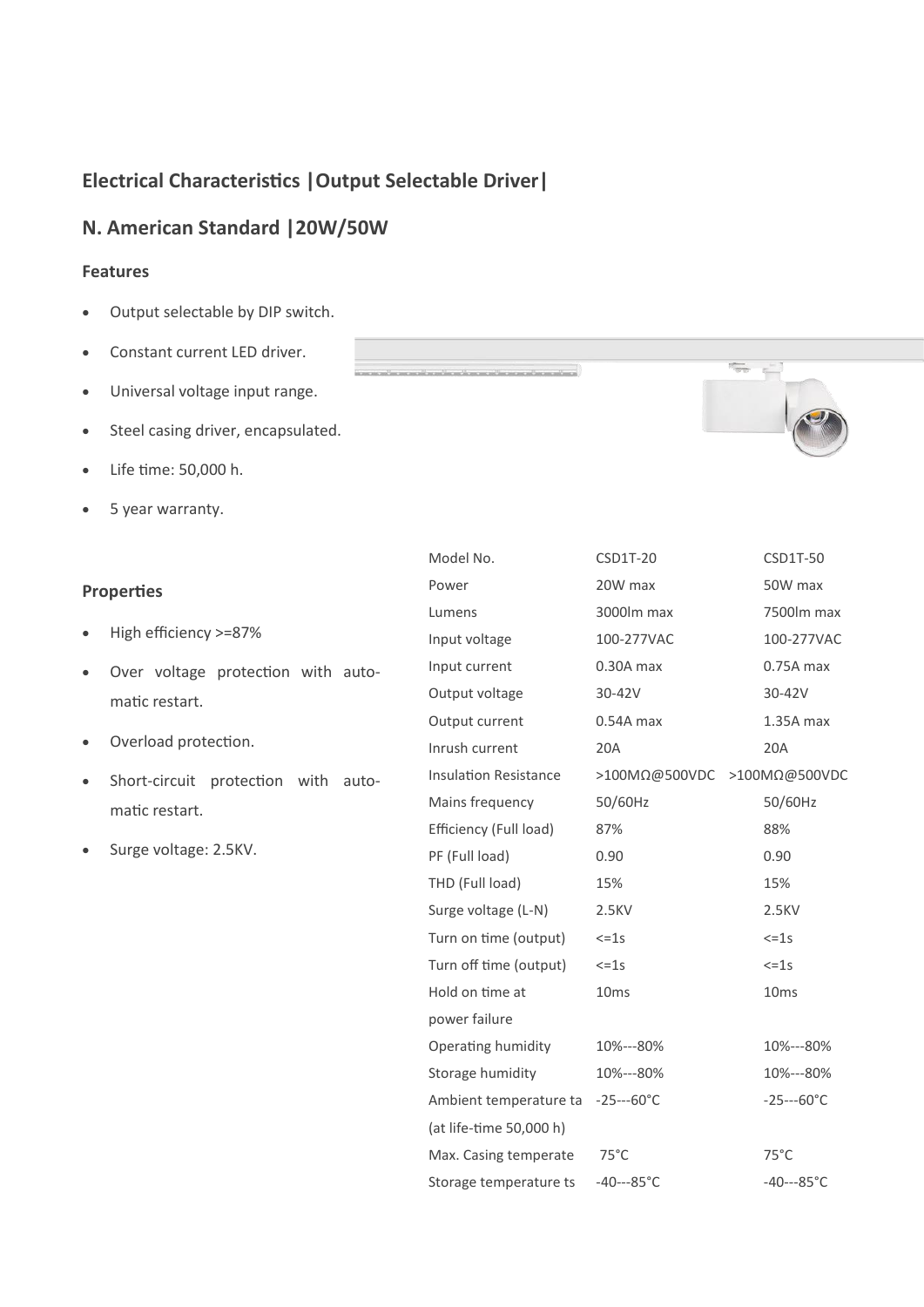## Electrical Characteristics |Output Selectable Driver|

## N. American Standard |20W/50W

### Features

- Output selectable by DIP switch.
- Constant current LED driver.
- Universal voltage input range.
- Steel casing driver, encapsulated.
- Life time: 50,000 h.
- 5 year warranty.

### Properties

- High efficiency >=87%
- Over voltage protection with automatic restart.
- Overload protection.
- Short-circuit protection with automatic restart.
- Surge voltage: 2.5KV.

| Model No. | CSD1T-20 | CSD1T-50 |
|---|---|---|
| Power | 20W max | 50W max |
| Lumens | 3000lm max | 7500lm max |
| Input voltage | 100-277VAC | 100-277VAC |
| Input current | 0.30A max | 0.75A max |
| Output voltage | 30-42V | 30-42V |
| Output current | 0.54A max | 1.35A max |
| Inrush current | 20A | 20A |
| Insulation Resistance | >100MΩ@500VDC | >100MΩ@500VDC |
| Mains frequency | 50/60Hz | 50/60Hz |
| Efficiency (Full load) | 87% | 88% |
| PF (Full load) | 0.90 | 0.90 |
| THD (Full load) | 15% | 15% |
| Surge voltage (L-N) | 2.5KV | 2.5KV |
| Turn on time (output) | <=1s | <=1s |
| Turn off time (output) | <=1s | <=1s |
| Hold on time at power failure | 10ms | 10ms |
| Operating humidity | 10%---80% | 10%---80% |
| Storage humidity | 10%---80% | 10%---80% |
| Ambient temperature ta (at life-time 50,000 h) | -25---60°C | -25---60°C |
| Max. Casing temperate | 75°C | 75°C |
| Storage temperature ts | -40---85°C | -40---85°C |